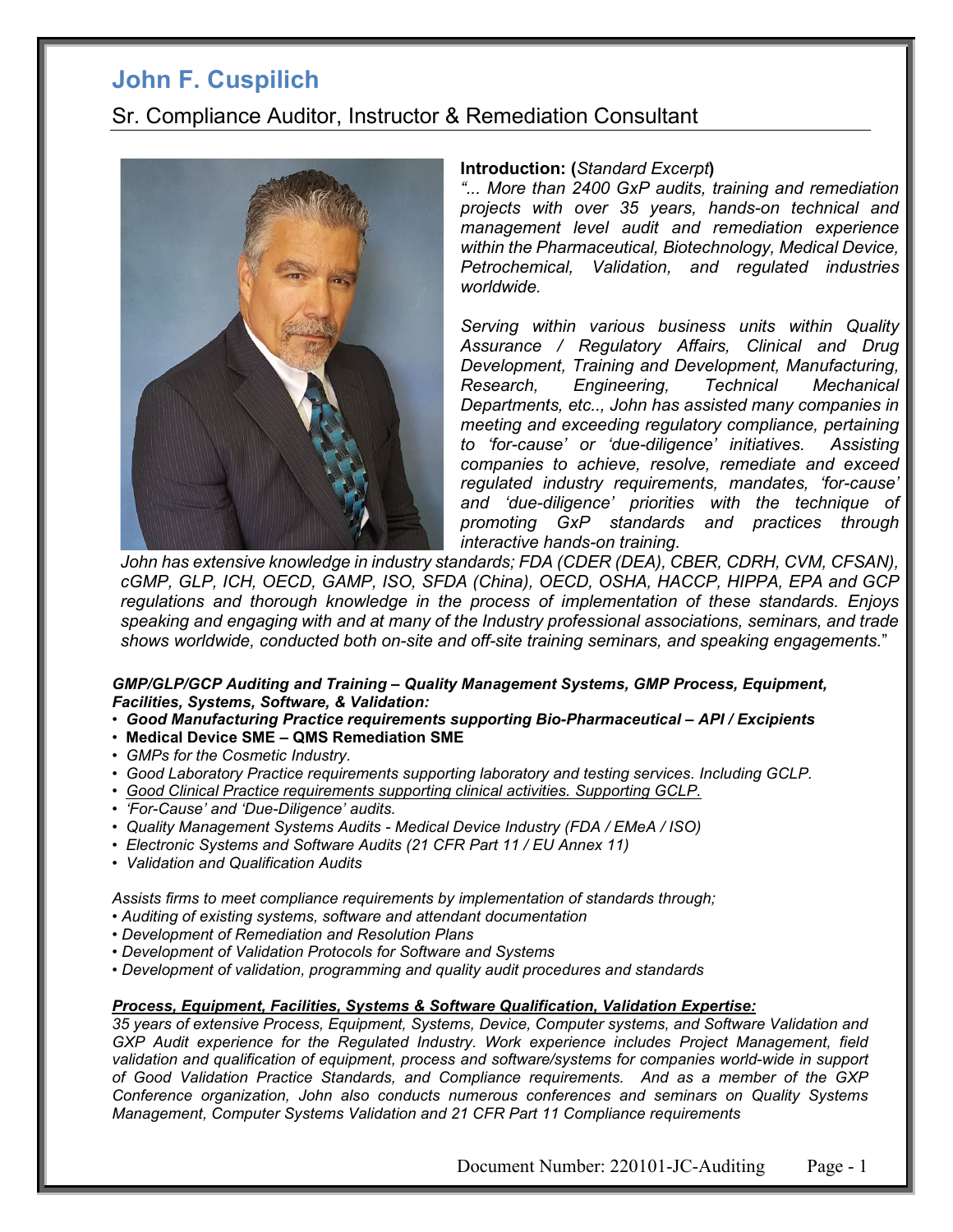# John F. Cuspilich

## Sr. Compliance Auditor, Instructor & Remediation Consultant

**Introduction: (***Standard Excerpt***)**

*"... More than 2400 GxP audits, training and remediation projects with over 35 years, hands-on technical and management level audit and remediation experience within the Pharmaceutical, Biotechnology, Medical Device, Petrochemical, Validation, and regulated industries worldwide.*

*Serving within various business units within Quality Assurance / Regulatory Affairs, Clinical and Drug Development, Training and Development, Manufacturing, Research, Engineering, Technical Mechanical Departments, etc.., John has assisted many companies in meeting and exceeding regulatory compliance, pertaining to 'for-cause' or 'due-diligence' initiatives. Assisting companies to achieve, resolve, remediate and exceed regulated industry requirements, mandates, 'for-cause' and 'due-diligence' priorities with the technique of promoting GxP standards and practices through interactive hands-on training.*

*John has extensive knowledge in industry standards; FDA (CDER (DEA), CBER, CDRH, CVM, CFSAN), cGMP, GLP, ICH, OECD, GAMP, ISO, SFDA (China), OECD, OSHA, HACCP, HIPPA, EPA and GCP regulations and thorough knowledge in the process of implementation of these standards. Enjoys speaking and engaging with and at many of the Industry professional associations, seminars, and trade shows worldwide, conducted both on-site and off-site training seminars, and speaking engagements.*"

***GMP/GLP/GCP Auditing and Training – Quality Management Systems, GMP Process, Equipment, Facilities, Systems, Software, & Validation:***

- ***Good Manufacturing Practice requirements supporting Bio-Pharmaceutical – API / Excipients***
- **Medical Device SME – QMS Remediation SME**
- *GMPs for the Cosmetic Industry.*
- *Good Laboratory Practice requirements supporting laboratory and testing services. Including GCLP.*
- *<u>Good Clinical Practice requirements supporting clinical activities. Supporting GCLP.</u>*
- *'For-Cause' and 'Due-Diligence' audits.*
- *Quality Management Systems Audits - Medical Device Industry (FDA / EMeA / ISO)*
- *Electronic Systems and Software Audits (21 CFR Part 11 / EU Annex 11)*
- *Validation and Qualification Audits*

*Assists firms to meet compliance requirements by implementation of standards through;*

- *Auditing of existing systems, software and attendant documentation*
- *Development of Remediation and Resolution Plans*
- *Development of Validation Protocols for Software and Systems*
- *Development of validation, programming and quality audit procedures and standards*

***<u>Process, Equipment, Facilities, Systems & Software Qualification, Validation Expertise:</u>***

*35 years of extensive Process, Equipment, Systems, Device, Computer systems, and Software Validation and GXP Audit experience for the Regulated Industry. Work experience includes Project Management, field validation and qualification of equipment, process and software/systems for companies world-wide in support of Good Validation Practice Standards, and Compliance requirements. And as a member of the GXP Conference organization, John also conducts numerous conferences and seminars on Quality Systems Management, Computer Systems Validation and 21 CFR Part 11 Compliance requirements*

Document Number: 220101-JC-Auditing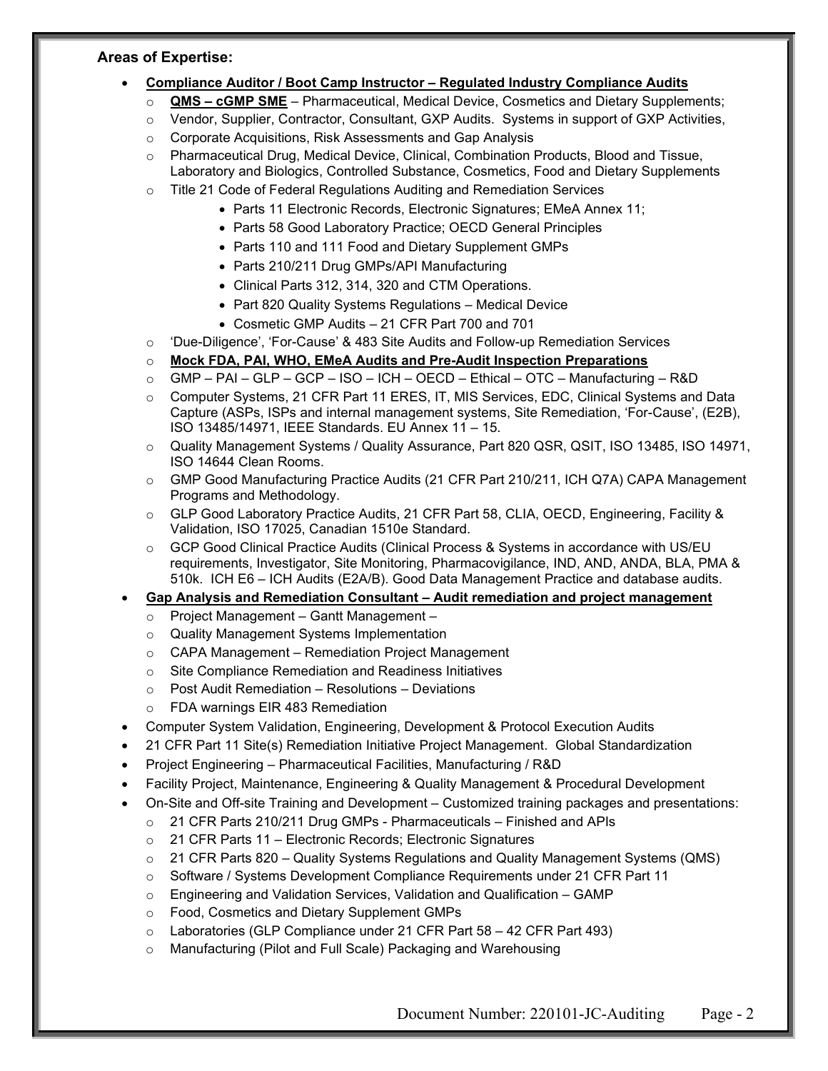**Areas of Expertise:**

- **Compliance Auditor / Boot Camp Instructor – Regulated Industry Compliance Audits**
  - **QMS – cGMP SME** – Pharmaceutical, Medical Device, Cosmetics and Dietary Supplements;
  - Vendor, Supplier, Contractor, Consultant, GXP Audits. Systems in support of GXP Activities,
  - Corporate Acquisitions, Risk Assessments and Gap Analysis
  - Pharmaceutical Drug, Medical Device, Clinical, Combination Products, Blood and Tissue, Laboratory and Biologics, Controlled Substance, Cosmetics, Food and Dietary Supplements
  - Title 21 Code of Federal Regulations Auditing and Remediation Services
    - Parts 11 Electronic Records, Electronic Signatures; EMeA Annex 11;
    - Parts 58 Good Laboratory Practice; OECD General Principles
    - Parts 110 and 111 Food and Dietary Supplement GMPs
    - Parts 210/211 Drug GMPs/API Manufacturing
    - Clinical Parts 312, 314, 320 and CTM Operations.
    - Part 820 Quality Systems Regulations – Medical Device
    - Cosmetic GMP Audits – 21 CFR Part 700 and 701
  - 'Due-Diligence', 'For-Cause' & 483 Site Audits and Follow-up Remediation Services
  - **Mock FDA, PAI, WHO, EMeA Audits and Pre-Audit Inspection Preparations**
  - GMP – PAI – GLP – GCP – ISO – ICH – OECD – Ethical – OTC – Manufacturing – R&D
  - Computer Systems, 21 CFR Part 11 ERES, IT, MIS Services, EDC, Clinical Systems and Data Capture (ASPs, ISPs and internal management systems, Site Remediation, 'For-Cause', (E2B), ISO 13485/14971, IEEE Standards. EU Annex 11 – 15.
  - Quality Management Systems / Quality Assurance, Part 820 QSR, QSIT, ISO 13485, ISO 14971, ISO 14644 Clean Rooms.
  - GMP Good Manufacturing Practice Audits (21 CFR Part 210/211, ICH Q7A) CAPA Management Programs and Methodology.
  - GLP Good Laboratory Practice Audits, 21 CFR Part 58, CLIA, OECD, Engineering, Facility & Validation, ISO 17025, Canadian 1510e Standard.
  - GCP Good Clinical Practice Audits (Clinical Process & Systems in accordance with US/EU requirements, Investigator, Site Monitoring, Pharmacovigilance, IND, AND, ANDA, BLA, PMA & 510k. ICH E6 – ICH Audits (E2A/B). Good Data Management Practice and database audits.
- **Gap Analysis and Remediation Consultant – Audit remediation and project management**
  - Project Management – Gantt Management –
  - Quality Management Systems Implementation
  - CAPA Management – Remediation Project Management
  - Site Compliance Remediation and Readiness Initiatives
  - Post Audit Remediation – Resolutions – Deviations
  - FDA warnings EIR 483 Remediation
- Computer System Validation, Engineering, Development & Protocol Execution Audits
- 21 CFR Part 11 Site(s) Remediation Initiative Project Management. Global Standardization
- Project Engineering – Pharmaceutical Facilities, Manufacturing / R&D
- Facility Project, Maintenance, Engineering & Quality Management & Procedural Development
- On-Site and Off-site Training and Development – Customized training packages and presentations:
  - 21 CFR Parts 210/211 Drug GMPs - Pharmaceuticals – Finished and APIs
  - 21 CFR Parts 11 – Electronic Records; Electronic Signatures
  - 21 CFR Parts 820 – Quality Systems Regulations and Quality Management Systems (QMS)
  - Software / Systems Development Compliance Requirements under 21 CFR Part 11
  - Engineering and Validation Services, Validation and Qualification – GAMP
  - Food, Cosmetics and Dietary Supplement GMPs
  - Laboratories (GLP Compliance under 21 CFR Part 58 – 42 CFR Part 493)
  - Manufacturing (Pilot and Full Scale) Packaging and Warehousing

Document Number: 220101-JC-Auditing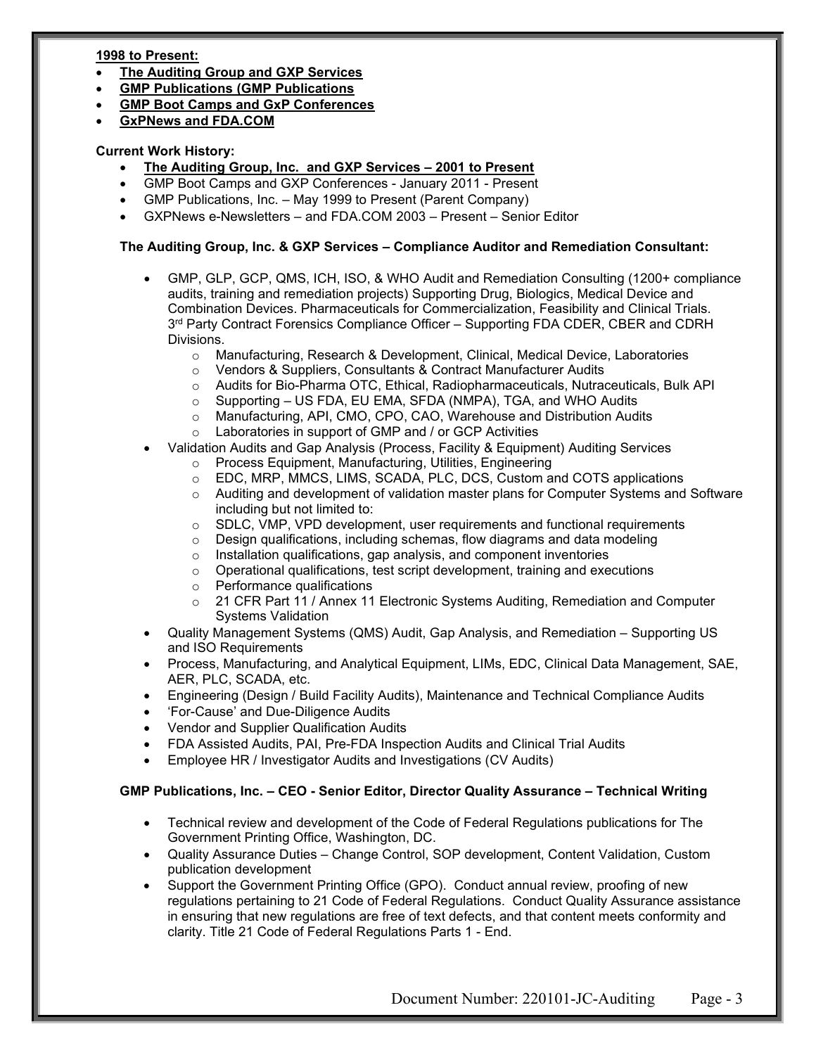**1998 to Present:**

- **The Auditing Group and GXP Services**
- **GMP Publications (GMP Publications**
- **GMP Boot Camps and GxP Conferences**
- **GxPNews and FDA.COM**

**Current Work History:**

- **The Auditing Group, Inc. and GXP Services – 2001 to Present**
- GMP Boot Camps and GXP Conferences - January 2011 - Present
- GMP Publications, Inc. – May 1999 to Present (Parent Company)
- GXPNews e-Newsletters – and FDA.COM 2003 – Present – Senior Editor

**The Auditing Group, Inc. & GXP Services – Compliance Auditor and Remediation Consultant:**

- GMP, GLP, GCP, QMS, ICH, ISO, & WHO Audit and Remediation Consulting (1200+ compliance audits, training and remediation projects) Supporting Drug, Biologics, Medical Device and Combination Devices. Pharmaceuticals for Commercialization, Feasibility and Clinical Trials. 3rd Party Contract Forensics Compliance Officer – Supporting FDA CDER, CBER and CDRH Divisions.
  - Manufacturing, Research & Development, Clinical, Medical Device, Laboratories
  - Vendors & Suppliers, Consultants & Contract Manufacturer Audits
  - Audits for Bio-Pharma OTC, Ethical, Radiopharmaceuticals, Nutraceuticals, Bulk API
  - Supporting – US FDA, EU EMA, SFDA (NMPA), TGA, and WHO Audits
  - Manufacturing, API, CMO, CPO, CAO, Warehouse and Distribution Audits
  - Laboratories in support of GMP and / or GCP Activities
- Validation Audits and Gap Analysis (Process, Facility & Equipment) Auditing Services
  - Process Equipment, Manufacturing, Utilities, Engineering
  - EDC, MRP, MMCS, LIMS, SCADA, PLC, DCS, Custom and COTS applications
  - Auditing and development of validation master plans for Computer Systems and Software including but not limited to:
  - SDLC, VMP, VPD development, user requirements and functional requirements
  - Design qualifications, including schemas, flow diagrams and data modeling
  - Installation qualifications, gap analysis, and component inventories
  - Operational qualifications, test script development, training and executions
  - Performance qualifications
  - 21 CFR Part 11 / Annex 11 Electronic Systems Auditing, Remediation and Computer Systems Validation
- Quality Management Systems (QMS) Audit, Gap Analysis, and Remediation – Supporting US and ISO Requirements
- Process, Manufacturing, and Analytical Equipment, LIMs, EDC, Clinical Data Management, SAE, AER, PLC, SCADA, etc.
- Engineering (Design / Build Facility Audits), Maintenance and Technical Compliance Audits
- 'For-Cause' and Due-Diligence Audits
- Vendor and Supplier Qualification Audits
- FDA Assisted Audits, PAI, Pre-FDA Inspection Audits and Clinical Trial Audits
- Employee HR / Investigator Audits and Investigations (CV Audits)

**GMP Publications, Inc. – CEO - Senior Editor, Director Quality Assurance – Technical Writing**

- Technical review and development of the Code of Federal Regulations publications for The Government Printing Office, Washington, DC.
- Quality Assurance Duties – Change Control, SOP development, Content Validation, Custom publication development
- Support the Government Printing Office (GPO). Conduct annual review, proofing of new regulations pertaining to 21 Code of Federal Regulations. Conduct Quality Assurance assistance in ensuring that new regulations are free of text defects, and that content meets conformity and clarity. Title 21 Code of Federal Regulations Parts 1 - End.

Document Number: 220101-JC-Auditing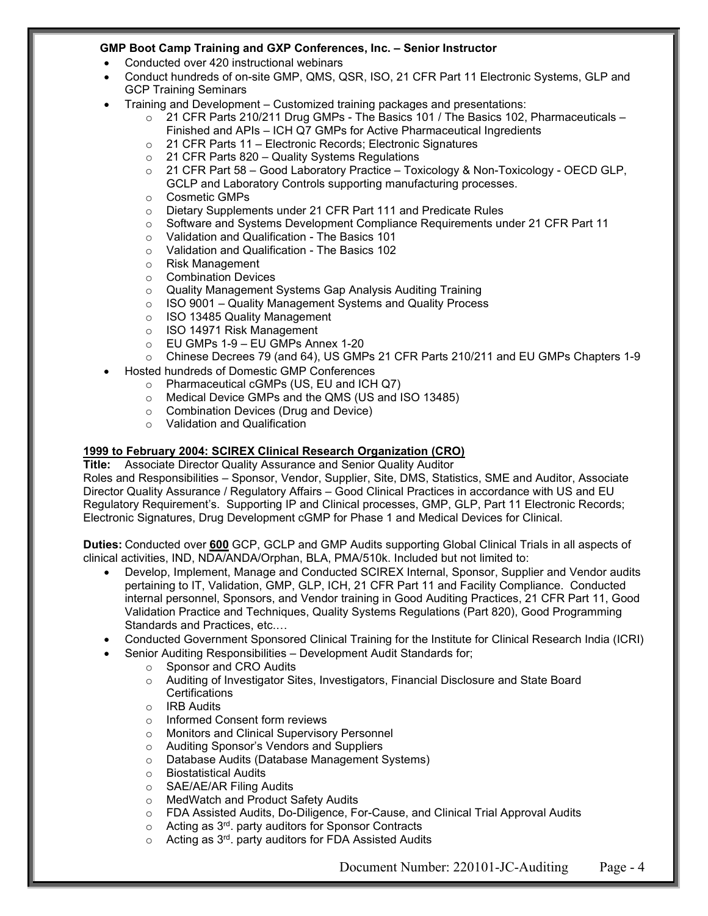**GMP Boot Camp Training and GXP Conferences, Inc. – Senior Instructor**

- Conducted over 420 instructional webinars
- Conduct hundreds of on-site GMP, QMS, QSR, ISO, 21 CFR Part 11 Electronic Systems, GLP and GCP Training Seminars
- Training and Development – Customized training packages and presentations:
  - 21 CFR Parts 210/211 Drug GMPs - The Basics 101 / The Basics 102, Pharmaceuticals – Finished and APIs – ICH Q7 GMPs for Active Pharmaceutical Ingredients
  - 21 CFR Parts 11 – Electronic Records; Electronic Signatures
  - 21 CFR Parts 820 – Quality Systems Regulations
  - 21 CFR Part 58 – Good Laboratory Practice – Toxicology & Non-Toxicology - OECD GLP, GCLP and Laboratory Controls supporting manufacturing processes.
  - Cosmetic GMPs
  - Dietary Supplements under 21 CFR Part 111 and Predicate Rules
  - Software and Systems Development Compliance Requirements under 21 CFR Part 11
  - Validation and Qualification - The Basics 101
  - Validation and Qualification - The Basics 102
  - Risk Management
  - Combination Devices
  - Quality Management Systems Gap Analysis Auditing Training
  - ISO 9001 – Quality Management Systems and Quality Process
  - ISO 13485 Quality Management
  - ISO 14971 Risk Management
  - EU GMPs 1-9 – EU GMPs Annex 1-20
  - Chinese Decrees 79 (and 64), US GMPs 21 CFR Parts 210/211 and EU GMPs Chapters 1-9
- Hosted hundreds of Domestic GMP Conferences
  - Pharmaceutical cGMPs (US, EU and ICH Q7)
  - Medical Device GMPs and the QMS (US and ISO 13485)
  - Combination Devices (Drug and Device)
  - Validation and Qualification

**1999 to February 2004: SCIREX Clinical Research Organization (CRO)**

**Title:** Associate Director Quality Assurance and Senior Quality Auditor

Roles and Responsibilities – Sponsor, Vendor, Supplier, Site, DMS, Statistics, SME and Auditor, Associate Director Quality Assurance / Regulatory Affairs – Good Clinical Practices in accordance with US and EU Regulatory Requirement's. Supporting IP and Clinical processes, GMP, GLP, Part 11 Electronic Records; Electronic Signatures, Drug Development cGMP for Phase 1 and Medical Devices for Clinical.

**Duties:** Conducted over **600** GCP, GCLP and GMP Audits supporting Global Clinical Trials in all aspects of clinical activities, IND, NDA/ANDA/Orphan, BLA, PMA/510k. Included but not limited to:

- Develop, Implement, Manage and Conducted SCIREX Internal, Sponsor, Supplier and Vendor audits pertaining to IT, Validation, GMP, GLP, ICH, 21 CFR Part 11 and Facility Compliance. Conducted internal personnel, Sponsors, and Vendor training in Good Auditing Practices, 21 CFR Part 11, Good Validation Practice and Techniques, Quality Systems Regulations (Part 820), Good Programming Standards and Practices, etc.…
- Conducted Government Sponsored Clinical Training for the Institute for Clinical Research India (ICRI)
- Senior Auditing Responsibilities – Development Audit Standards for;
  - Sponsor and CRO Audits
  - Auditing of Investigator Sites, Investigators, Financial Disclosure and State Board Certifications
  - IRB Audits
  - Informed Consent form reviews
  - Monitors and Clinical Supervisory Personnel
  - Auditing Sponsor's Vendors and Suppliers
  - Database Audits (Database Management Systems)
  - Biostatistical Audits
  - SAE/AE/AR Filing Audits
  - MedWatch and Product Safety Audits
  - FDA Assisted Audits, Do-Diligence, For-Cause, and Clinical Trial Approval Audits
  - Acting as 3rd. party auditors for Sponsor Contracts
  - Acting as 3rd. party auditors for FDA Assisted Audits

Document Number: 220101-JC-Auditing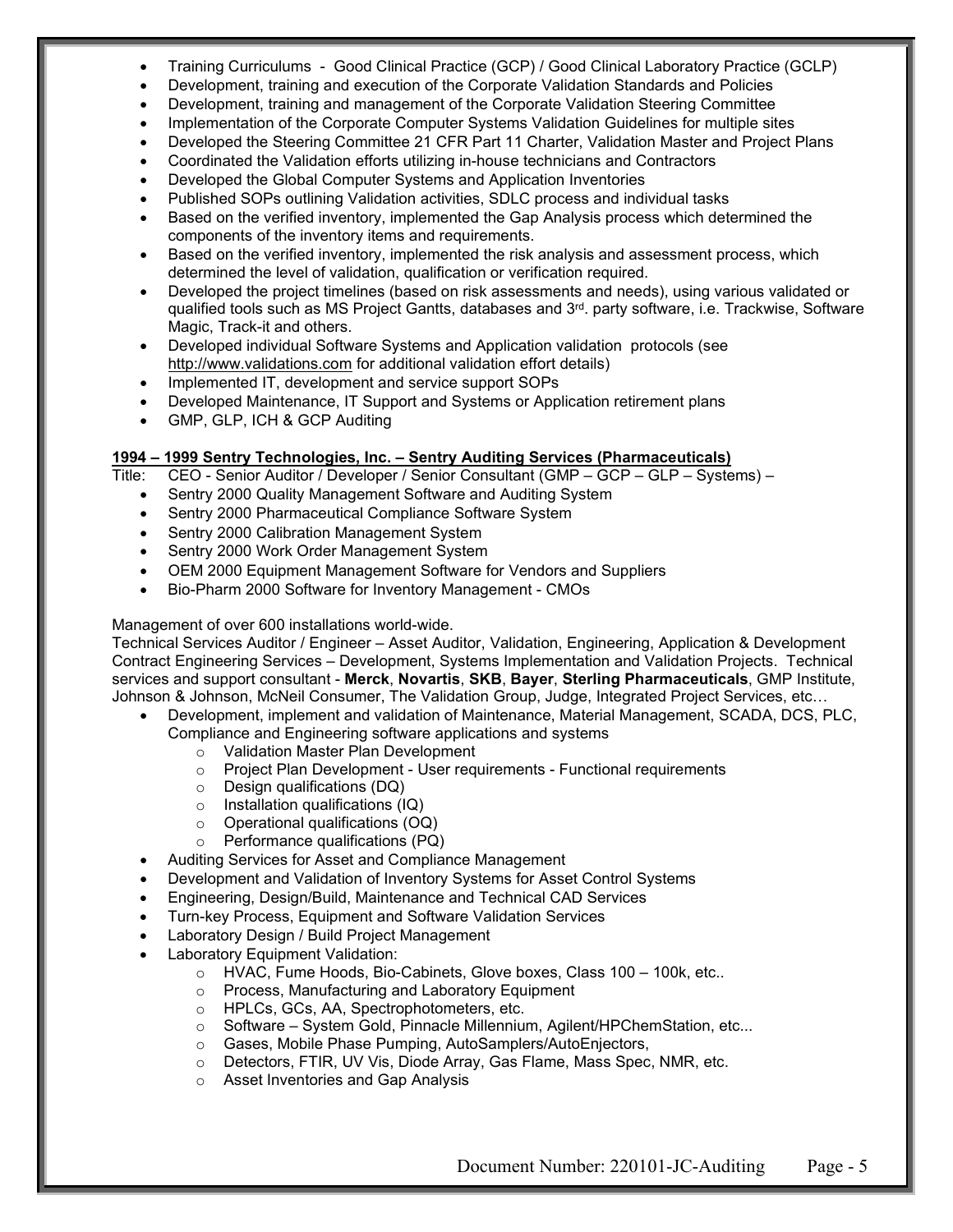- Training Curriculums - Good Clinical Practice (GCP) / Good Clinical Laboratory Practice (GCLP)
- Development, training and execution of the Corporate Validation Standards and Policies
- Development, training and management of the Corporate Validation Steering Committee
- Implementation of the Corporate Computer Systems Validation Guidelines for multiple sites
- Developed the Steering Committee 21 CFR Part 11 Charter, Validation Master and Project Plans
- Coordinated the Validation efforts utilizing in-house technicians and Contractors
- Developed the Global Computer Systems and Application Inventories
- Published SOPs outlining Validation activities, SDLC process and individual tasks
- Based on the verified inventory, implemented the Gap Analysis process which determined the components of the inventory items and requirements.
- Based on the verified inventory, implemented the risk analysis and assessment process, which determined the level of validation, qualification or verification required.
- Developed the project timelines (based on risk assessments and needs), using various validated or qualified tools such as MS Project Gantts, databases and 3rd. party software, i.e. Trackwise, Software Magic, Track-it and others.
- Developed individual Software Systems and Application validation protocols (see http://www.validations.com for additional validation effort details)
- Implemented IT, development and service support SOPs
- Developed Maintenance, IT Support and Systems or Application retirement plans
- GMP, GLP, ICH & GCP Auditing

**1994 – 1999 Sentry Technologies, Inc. – Sentry Auditing Services (Pharmaceuticals)**

Title: CEO - Senior Auditor / Developer / Senior Consultant (GMP – GCP – GLP – Systems) –

- Sentry 2000 Quality Management Software and Auditing System
- Sentry 2000 Pharmaceutical Compliance Software System
- Sentry 2000 Calibration Management System
- Sentry 2000 Work Order Management System
- OEM 2000 Equipment Management Software for Vendors and Suppliers
- Bio-Pharm 2000 Software for Inventory Management - CMOs

Management of over 600 installations world-wide.

Technical Services Auditor / Engineer – Asset Auditor, Validation, Engineering, Application & Development Contract Engineering Services – Development, Systems Implementation and Validation Projects. Technical services and support consultant - **Merck**, **Novartis**, **SKB**, **Bayer**, **Sterling Pharmaceuticals**, GMP Institute, Johnson & Johnson, McNeil Consumer, The Validation Group, Judge, Integrated Project Services, etc…

- Development, implement and validation of Maintenance, Material Management, SCADA, DCS, PLC, Compliance and Engineering software applications and systems
  - Validation Master Plan Development
  - Project Plan Development - User requirements - Functional requirements
  - Design qualifications (DQ)
  - Installation qualifications (IQ)
  - Operational qualifications (OQ)
  - Performance qualifications (PQ)
- Auditing Services for Asset and Compliance Management
- Development and Validation of Inventory Systems for Asset Control Systems
- Engineering, Design/Build, Maintenance and Technical CAD Services
- Turn-key Process, Equipment and Software Validation Services
- Laboratory Design / Build Project Management
- Laboratory Equipment Validation:
  - HVAC, Fume Hoods, Bio-Cabinets, Glove boxes, Class 100 – 100k, etc..
  - Process, Manufacturing and Laboratory Equipment
  - HPLCs, GCs, AA, Spectrophotometers, etc.
  - Software – System Gold, Pinnacle Millennium, Agilent/HPChemStation, etc...
  - Gases, Mobile Phase Pumping, AutoSamplers/AutoEnjectors,
  - Detectors, FTIR, UV Vis, Diode Array, Gas Flame, Mass Spec, NMR, etc.
  - Asset Inventories and Gap Analysis

Document Number: 220101-JC-Auditing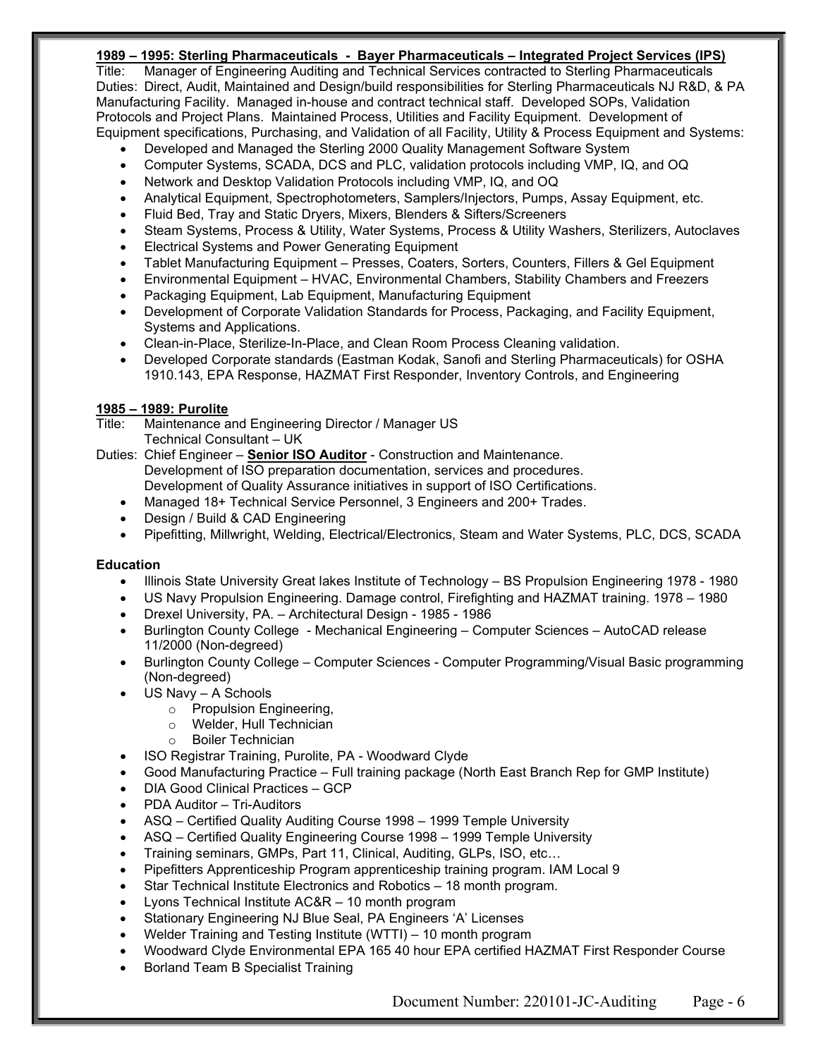**<u>1989 – 1995: Sterling Pharmaceuticals - Bayer Pharmaceuticals – Integrated Project Services (IPS)</u>**

Title: Manager of Engineering Auditing and Technical Services contracted to Sterling Pharmaceuticals

Duties: Direct, Audit, Maintained and Design/build responsibilities for Sterling Pharmaceuticals NJ R&D, & PA Manufacturing Facility. Managed in-house and contract technical staff. Developed SOPs, Validation Protocols and Project Plans. Maintained Process, Utilities and Facility Equipment. Development of Equipment specifications, Purchasing, and Validation of all Facility, Utility & Process Equipment and Systems:

- Developed and Managed the Sterling 2000 Quality Management Software System
- Computer Systems, SCADA, DCS and PLC, validation protocols including VMP, IQ, and OQ
- Network and Desktop Validation Protocols including VMP, IQ, and OQ
- Analytical Equipment, Spectrophotometers, Samplers/Injectors, Pumps, Assay Equipment, etc.
- Fluid Bed, Tray and Static Dryers, Mixers, Blenders & Sifters/Screeners
- Steam Systems, Process & Utility, Water Systems, Process & Utility Washers, Sterilizers, Autoclaves
- Electrical Systems and Power Generating Equipment
- Tablet Manufacturing Equipment – Presses, Coaters, Sorters, Counters, Fillers & Gel Equipment
- Environmental Equipment – HVAC, Environmental Chambers, Stability Chambers and Freezers
- Packaging Equipment, Lab Equipment, Manufacturing Equipment
- Development of Corporate Validation Standards for Process, Packaging, and Facility Equipment, Systems and Applications.
- Clean-in-Place, Sterilize-In-Place, and Clean Room Process Cleaning validation.
- Developed Corporate standards (Eastman Kodak, Sanofi and Sterling Pharmaceuticals) for OSHA 1910.143, EPA Response, HAZMAT First Responder, Inventory Controls, and Engineering

**<u>1985 – 1989: Purolite</u>**

Title: Maintenance and Engineering Director / Manager US
Technical Consultant – UK

Duties: Chief Engineer – **<u>Senior ISO Auditor</u>** - Construction and Maintenance.
Development of ISO preparation documentation, services and procedures.
Development of Quality Assurance initiatives in support of ISO Certifications.

- Managed 18+ Technical Service Personnel, 3 Engineers and 200+ Trades.
- Design / Build & CAD Engineering
- Pipefitting, Millwright, Welding, Electrical/Electronics, Steam and Water Systems, PLC, DCS, SCADA

**Education**

- Illinois State University Great lakes Institute of Technology – BS Propulsion Engineering 1978 - 1980
- US Navy Propulsion Engineering. Damage control, Firefighting and HAZMAT training. 1978 – 1980
- Drexel University, PA. – Architectural Design - 1985 - 1986
- Burlington County College - Mechanical Engineering – Computer Sciences – AutoCAD release 11/2000 (Non-degreed)
- Burlington County College – Computer Sciences - Computer Programming/Visual Basic programming (Non-degreed)
- US Navy – A Schools
    - Propulsion Engineering,
    - Welder, Hull Technician
    - Boiler Technician
- ISO Registrar Training, Purolite, PA - Woodward Clyde
- Good Manufacturing Practice – Full training package (North East Branch Rep for GMP Institute)
- DIA Good Clinical Practices – GCP
- PDA Auditor – Tri-Auditors
- ASQ – Certified Quality Auditing Course 1998 – 1999 Temple University
- ASQ – Certified Quality Engineering Course 1998 – 1999 Temple University
- Training seminars, GMPs, Part 11, Clinical, Auditing, GLPs, ISO, etc…
- Pipefitters Apprenticeship Program apprenticeship training program. IAM Local 9
- Star Technical Institute Electronics and Robotics – 18 month program.
- Lyons Technical Institute AC&R – 10 month program
- Stationary Engineering NJ Blue Seal, PA Engineers 'A' Licenses
- Welder Training and Testing Institute (WTTI) – 10 month program
- Woodward Clyde Environmental EPA 165 40 hour EPA certified HAZMAT First Responder Course
- Borland Team B Specialist Training

Document Number: 220101-JC-Auditing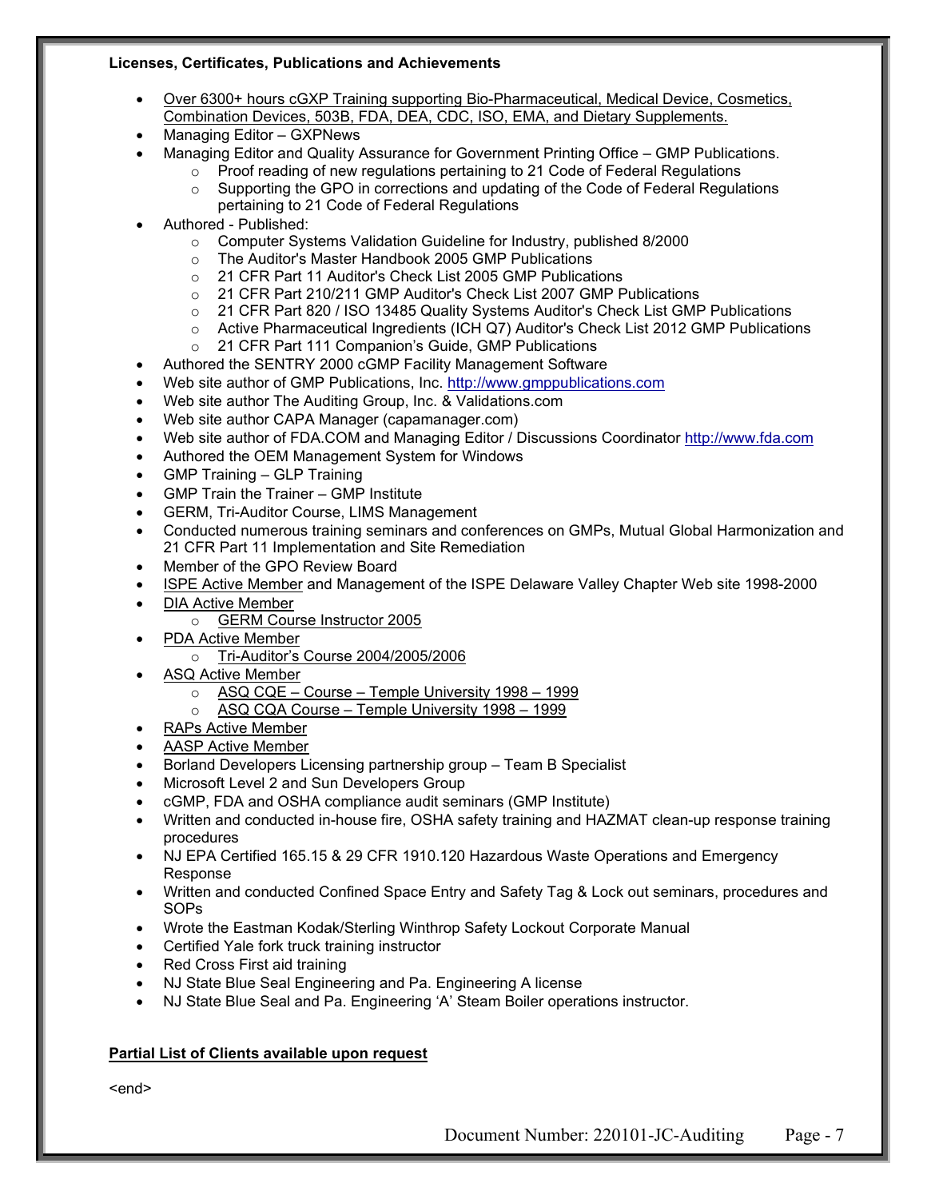**Licenses, Certificates, Publications and Achievements**

- Over 6300+ hours cGXP Training supporting Bio-Pharmaceutical, Medical Device, Cosmetics, Combination Devices, 503B, FDA, DEA, CDC, ISO, EMA, and Dietary Supplements.
- Managing Editor – GXPNews
- Managing Editor and Quality Assurance for Government Printing Office – GMP Publications.
  - Proof reading of new regulations pertaining to 21 Code of Federal Regulations
  - Supporting the GPO in corrections and updating of the Code of Federal Regulations pertaining to 21 Code of Federal Regulations
- Authored - Published:
  - Computer Systems Validation Guideline for Industry, published 8/2000
  - The Auditor's Master Handbook 2005 GMP Publications
  - 21 CFR Part 11 Auditor's Check List 2005 GMP Publications
  - 21 CFR Part 210/211 GMP Auditor's Check List 2007 GMP Publications
  - 21 CFR Part 820 / ISO 13485 Quality Systems Auditor's Check List GMP Publications
  - Active Pharmaceutical Ingredients (ICH Q7) Auditor's Check List 2012 GMP Publications
  - 21 CFR Part 111 Companion's Guide, GMP Publications
- Authored the SENTRY 2000 cGMP Facility Management Software
- Web site author of GMP Publications, Inc. http://www.gmppublications.com
- Web site author The Auditing Group, Inc. & Validations.com
- Web site author CAPA Manager (capamanager.com)
- Web site author of FDA.COM and Managing Editor / Discussions Coordinator http://www.fda.com
- Authored the OEM Management System for Windows
- GMP Training – GLP Training
- GMP Train the Trainer – GMP Institute
- GERM, Tri-Auditor Course, LIMS Management
- Conducted numerous training seminars and conferences on GMPs, Mutual Global Harmonization and 21 CFR Part 11 Implementation and Site Remediation
- Member of the GPO Review Board
- ISPE Active Member and Management of the ISPE Delaware Valley Chapter Web site 1998-2000
- DIA Active Member
  - GERM Course Instructor 2005
- PDA Active Member
  - Tri-Auditor's Course 2004/2005/2006
- ASQ Active Member
  - ASQ CQE – Course – Temple University 1998 – 1999
  - ASQ CQA Course – Temple University 1998 – 1999
- RAPs Active Member
- AASP Active Member
- Borland Developers Licensing partnership group – Team B Specialist
- Microsoft Level 2 and Sun Developers Group
- cGMP, FDA and OSHA compliance audit seminars (GMP Institute)
- Written and conducted in-house fire, OSHA safety training and HAZMAT clean-up response training procedures
- NJ EPA Certified 165.15 & 29 CFR 1910.120 Hazardous Waste Operations and Emergency Response
- Written and conducted Confined Space Entry and Safety Tag & Lock out seminars, procedures and SOPs
- Wrote the Eastman Kodak/Sterling Winthrop Safety Lockout Corporate Manual
- Certified Yale fork truck training instructor
- Red Cross First aid training
- NJ State Blue Seal Engineering and Pa. Engineering A license
- NJ State Blue Seal and Pa. Engineering 'A' Steam Boiler operations instructor.

**Partial List of Clients available upon request**

<end>